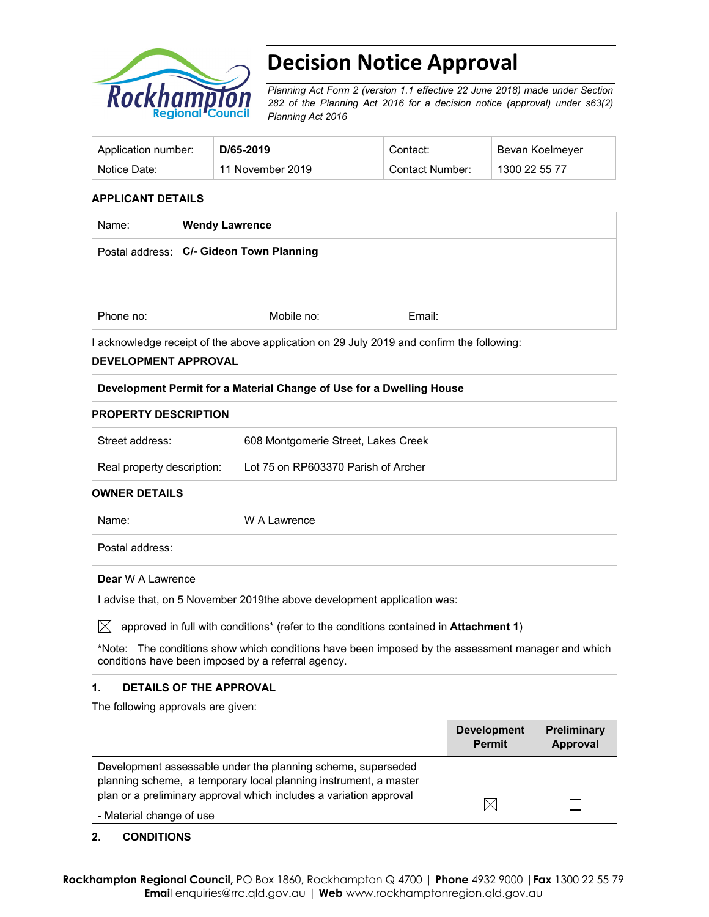# Decision Notice Approval

*Planning Act Form 2 (version 1.1 effective 22 June 2018) made under Section 282 of the Planning Act 2016 for a decision notice (approval) under s63(2) Planning Act 2016*

| Application number: | **D/65-2019** | Contact: | Bevan Koelmeyer |
|---|---|---|---|
| Notice Date: | 11 November 2019 | Contact Number: | 1300 22 55 77 |

**APPLICANT DETAILS**

| Name: | **Wendy Lawrence** | |
|---|---|---|
| Postal address: | **C/- Gideon Town Planning** | |
| Phone no: | Mobile no: | Email: |

I acknowledge receipt of the above application on 29 July 2019 and confirm the following:

**DEVELOPMENT APPROVAL**

| **Development Permit for a Material Change of Use for a Dwelling House** |
|---|

**PROPERTY DESCRIPTION**

| Street address: | 608 Montgomerie Street, Lakes Creek |
|---|---|
| Real property description: | Lot 75 on RP603370 Parish of Archer |

**OWNER DETAILS**

| Name: | W A Lawrence |
|---|---|
| Postal address: | |

**Dear** W A Lawrence

I advise that, on 5 November 2019the above development application was:

☒ approved in full with conditions* (refer to the conditions contained in **Attachment 1**)

***Note:** The conditions show which conditions have been imposed by the assessment manager and which conditions have been imposed by a referral agency.

## 1. DETAILS OF THE APPROVAL

The following approvals are given:

| | **Development Permit** | **Preliminary Approval** |
|---|---|---|
| Development assessable under the planning scheme, superseded planning scheme, a temporary local planning instrument, a master plan or a preliminary approval which includes a variation approval<br>- Material change of use | ☒ | ☐ |

## 2. CONDITIONS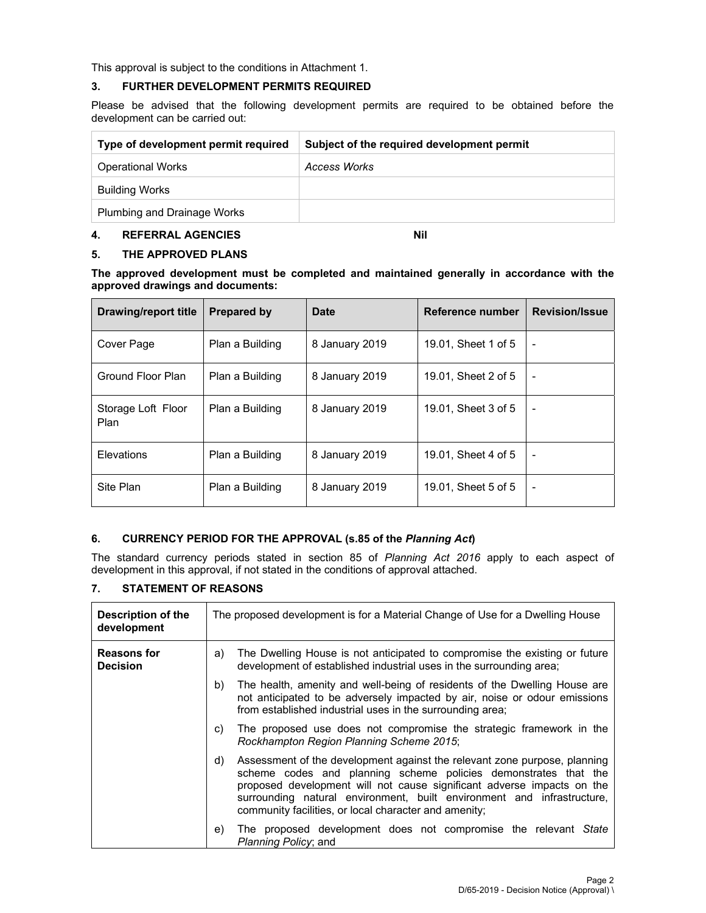This approval is subject to the conditions in Attachment 1.

## 3. FURTHER DEVELOPMENT PERMITS REQUIRED

Please be advised that the following development permits are required to be obtained before the development can be carried out:

| Type of development permit required | Subject of the required development permit |
|---|---|
| Operational Works | *Access Works* |
| Building Works | |
| Plumbing and Drainage Works | |

## 4. REFERRAL AGENCIES Nil

## 5. THE APPROVED PLANS

**The approved development must be completed and maintained generally in accordance with the approved drawings and documents:**

| Drawing/report title | Prepared by | Date | Reference number | Revision/Issue |
|---|---|---|---|---|
| Cover Page | Plan a Building | 8 January 2019 | 19.01, Sheet 1 of 5 | - |
| Ground Floor Plan | Plan a Building | 8 January 2019 | 19.01, Sheet 2 of 5 | - |
| Storage Loft Floor Plan | Plan a Building | 8 January 2019 | 19.01, Sheet 3 of 5 | - |
| Elevations | Plan a Building | 8 January 2019 | 19.01, Sheet 4 of 5 | - |
| Site Plan | Plan a Building | 8 January 2019 | 19.01, Sheet 5 of 5 | - |

## 6. CURRENCY PERIOD FOR THE APPROVAL (s.85 of the *Planning Act*)

The standard currency periods stated in section 85 of *Planning Act 2016* apply to each aspect of development in this approval, if not stated in the conditions of approval attached.

## 7. STATEMENT OF REASONS

| Description of the development | The proposed development is for a Material Change of Use for a Dwelling House |
|---|---|
| **Reasons for Decision** | a) The Dwelling House is not anticipated to compromise the existing or future development of established industrial uses in the surrounding area;<br>b) The health, amenity and well-being of residents of the Dwelling House are not anticipated to be adversely impacted by air, noise or odour emissions from established industrial uses in the surrounding area;<br>c) The proposed use does not compromise the strategic framework in the *Rockhampton Region Planning Scheme 2015*;<br>d) Assessment of the development against the relevant zone purpose, planning scheme codes and planning scheme policies demonstrates that the proposed development will not cause significant adverse impacts on the surrounding natural environment, built environment and infrastructure, community facilities, or local character and amenity;<br>e) The proposed development does not compromise the relevant *State Planning Policy*; and |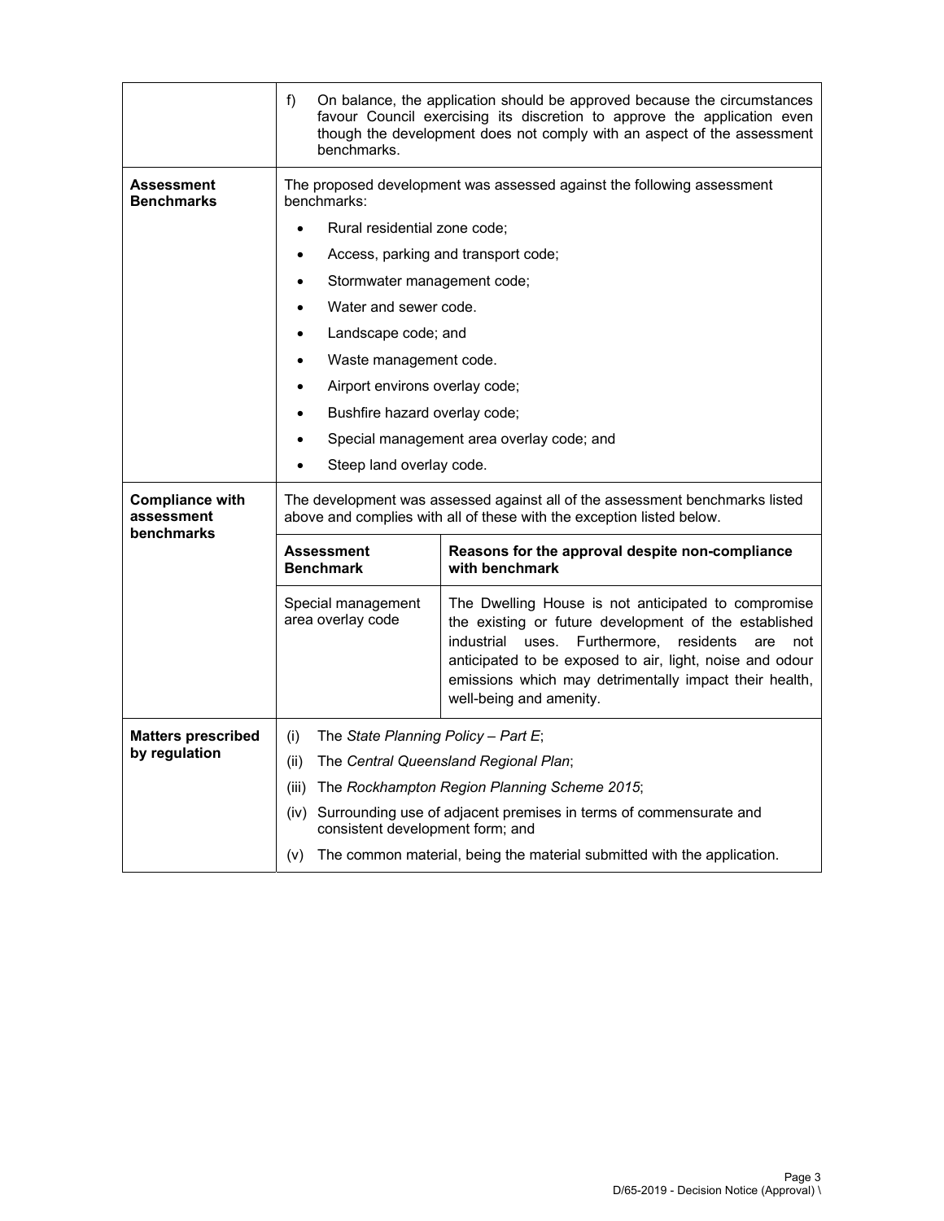| | |
|---|---|
| | f) On balance, the application should be approved because the circumstances favour Council exercising its discretion to approve the application even though the development does not comply with an aspect of the assessment benchmarks. |
| **Assessment Benchmarks** | The proposed development was assessed against the following assessment benchmarks:<br>• Rural residential zone code;<br>• Access, parking and transport code;<br>• Stormwater management code;<br>• Water and sewer code.<br>• Landscape code; and<br>• Waste management code.<br>• Airport environs overlay code;<br>• Bushfire hazard overlay code;<br>• Special management area overlay code; and<br>• Steep land overlay code. |
| **Compliance with assessment benchmarks** | The development was assessed against all of the assessment benchmarks listed above and complies with all of these with the exception listed below. |

| Assessment Benchmark | Reasons for the approval despite non-compliance with benchmark |
|---|---|
| Special management area overlay code | The Dwelling House is not anticipated to compromise the existing or future development of the established industrial uses. Furthermore, residents are not anticipated to be exposed to air, light, noise and odour emissions which may detrimentally impact their health, well-being and amenity. |

| | |
|---|---|
| **Matters prescribed by regulation** | (i) The *State Planning Policy – Part E*;<br>(ii) The *Central Queensland Regional Plan*;<br>(iii) The *Rockhampton Region Planning Scheme 2015*;<br>(iv) Surrounding use of adjacent premises in terms of commensurate and consistent development form; and<br>(v) The common material, being the material submitted with the application. |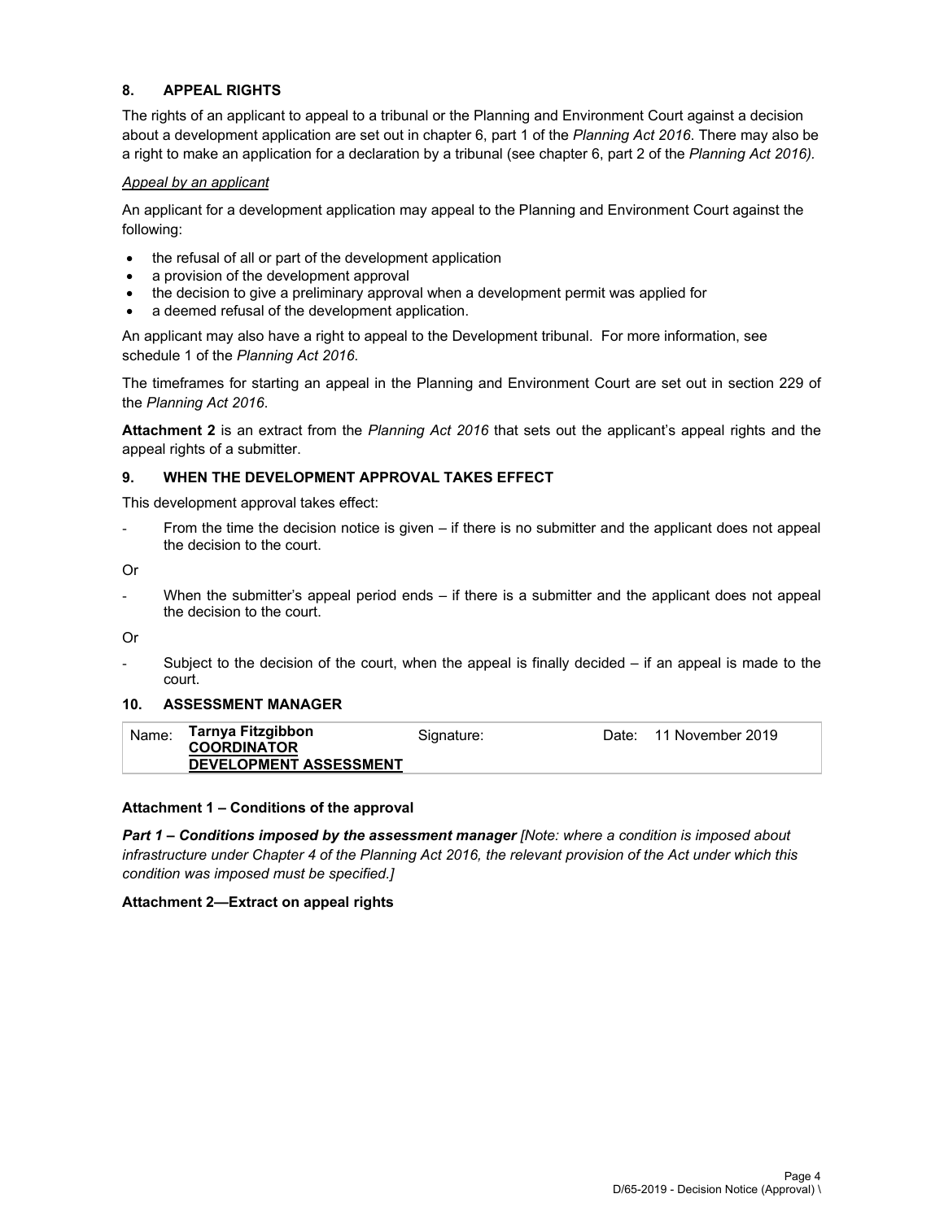## 8. APPEAL RIGHTS

The rights of an applicant to appeal to a tribunal or the Planning and Environment Court against a decision about a development application are set out in chapter 6, part 1 of the *Planning Act 2016*. There may also be a right to make an application for a declaration by a tribunal (see chapter 6, part 2 of the *Planning Act 2016).*

*Appeal by an applicant*

An applicant for a development application may appeal to the Planning and Environment Court against the following:

- the refusal of all or part of the development application
- a provision of the development approval
- the decision to give a preliminary approval when a development permit was applied for
- a deemed refusal of the development application.

An applicant may also have a right to appeal to the Development tribunal. For more information, see schedule 1 of the *Planning Act 2016*.

The timeframes for starting an appeal in the Planning and Environment Court are set out in section 229 of the *Planning Act 2016*.

**Attachment 2** is an extract from the *Planning Act 2016* that sets out the applicant's appeal rights and the appeal rights of a submitter.

## 9. WHEN THE DEVELOPMENT APPROVAL TAKES EFFECT

This development approval takes effect:

- From the time the decision notice is given – if there is no submitter and the applicant does not appeal the decision to the court.

Or

- When the submitter's appeal period ends – if there is a submitter and the applicant does not appeal the decision to the court.

Or

- Subject to the decision of the court, when the appeal is finally decided – if an appeal is made to the court.

## 10. ASSESSMENT MANAGER

| Name: | **Tarnya Fitzgibbon** **COORDINATOR** **DEVELOPMENT ASSESSMENT** | Signature: | Date: 11 November 2019 |
|---|---|---|---|

**Attachment 1 – Conditions of the approval**

***Part 1 – Conditions imposed by the assessment manager*** *[Note: where a condition is imposed about infrastructure under Chapter 4 of the Planning Act 2016, the relevant provision of the Act under which this condition was imposed must be specified.]*

**Attachment 2—Extract on appeal rights**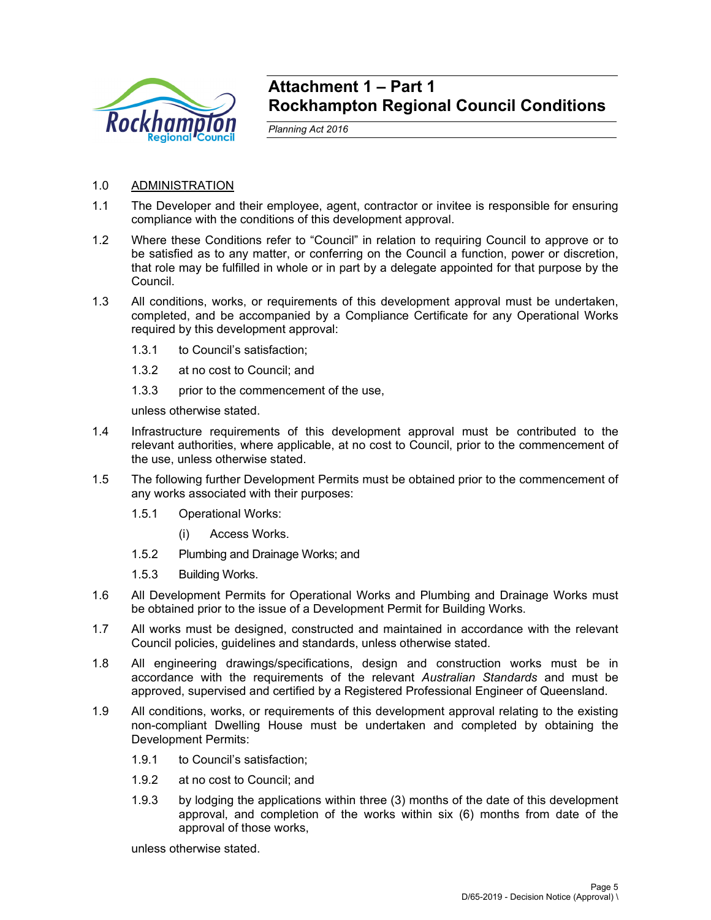# Attachment 1 – Part 1
# Rockhampton Regional Council Conditions

*Planning Act 2016*

1.0 ADMINISTRATION

1.1 The Developer and their employee, agent, contractor or invitee is responsible for ensuring compliance with the conditions of this development approval.

1.2 Where these Conditions refer to "Council" in relation to requiring Council to approve or to be satisfied as to any matter, or conferring on the Council a function, power or discretion, that role may be fulfilled in whole or in part by a delegate appointed for that purpose by the Council.

1.3 All conditions, works, or requirements of this development approval must be undertaken, completed, and be accompanied by a Compliance Certificate for any Operational Works required by this development approval:

1.3.1 to Council's satisfaction;

1.3.2 at no cost to Council; and

1.3.3 prior to the commencement of the use,

unless otherwise stated.

1.4 Infrastructure requirements of this development approval must be contributed to the relevant authorities, where applicable, at no cost to Council, prior to the commencement of the use, unless otherwise stated.

1.5 The following further Development Permits must be obtained prior to the commencement of any works associated with their purposes:

1.5.1 Operational Works:

(i) Access Works.

1.5.2 Plumbing and Drainage Works; and

1.5.3 Building Works.

1.6 All Development Permits for Operational Works and Plumbing and Drainage Works must be obtained prior to the issue of a Development Permit for Building Works.

1.7 All works must be designed, constructed and maintained in accordance with the relevant Council policies, guidelines and standards, unless otherwise stated.

1.8 All engineering drawings/specifications, design and construction works must be in accordance with the requirements of the relevant *Australian Standards* and must be approved, supervised and certified by a Registered Professional Engineer of Queensland.

1.9 All conditions, works, or requirements of this development approval relating to the existing non-compliant Dwelling House must be undertaken and completed by obtaining the Development Permits:

1.9.1 to Council's satisfaction;

1.9.2 at no cost to Council; and

1.9.3 by lodging the applications within three (3) months of the date of this development approval, and completion of the works within six (6) months from date of the approval of those works,

unless otherwise stated.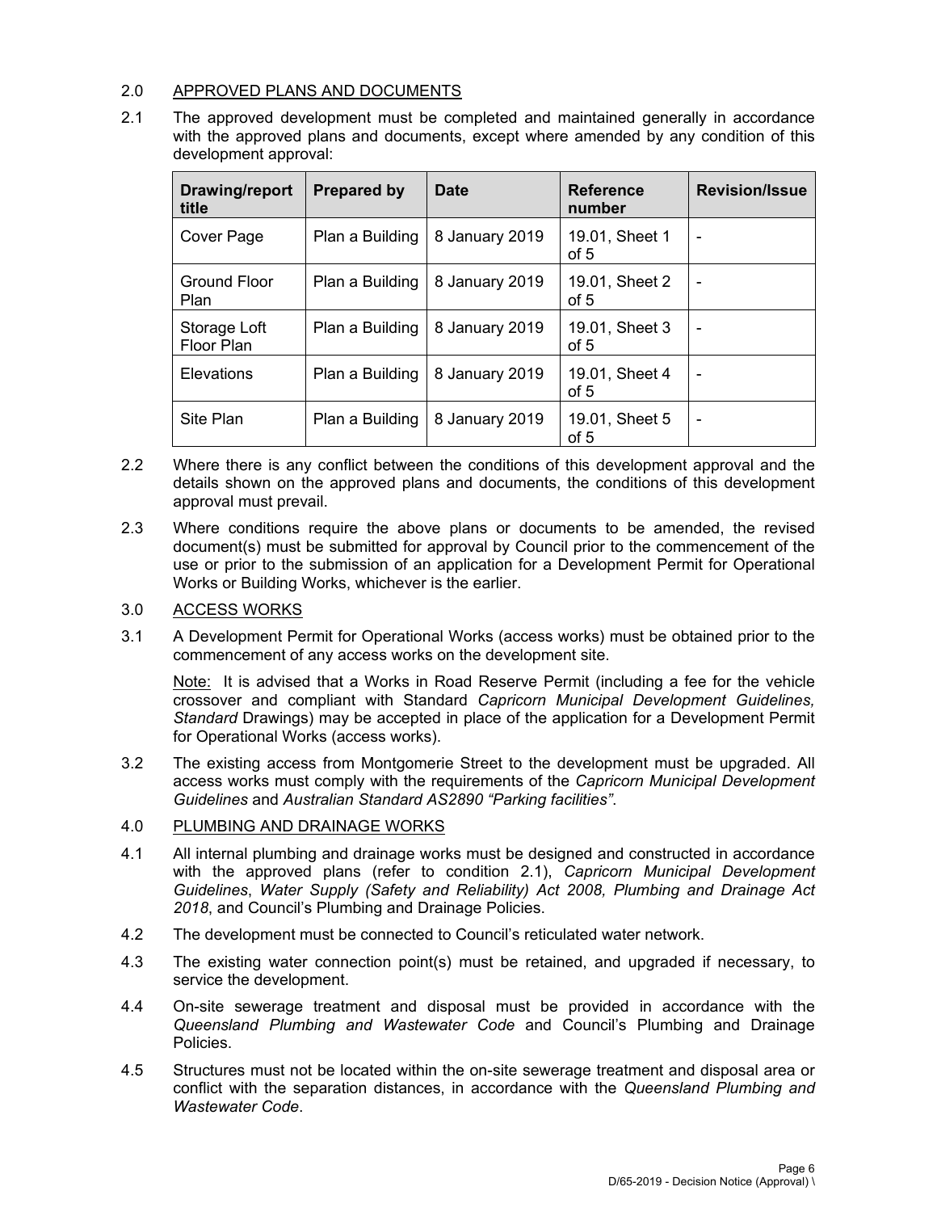## 2.0 APPROVED PLANS AND DOCUMENTS

2.1 The approved development must be completed and maintained generally in accordance with the approved plans and documents, except where amended by any condition of this development approval:

| Drawing/report title | Prepared by | Date | Reference number | Revision/Issue |
|---|---|---|---|---|
| Cover Page | Plan a Building | 8 January 2019 | 19.01, Sheet 1 of 5 | - |
| Ground Floor Plan | Plan a Building | 8 January 2019 | 19.01, Sheet 2 of 5 | - |
| Storage Loft Floor Plan | Plan a Building | 8 January 2019 | 19.01, Sheet 3 of 5 | - |
| Elevations | Plan a Building | 8 January 2019 | 19.01, Sheet 4 of 5 | - |
| Site Plan | Plan a Building | 8 January 2019 | 19.01, Sheet 5 of 5 | - |

2.2 Where there is any conflict between the conditions of this development approval and the details shown on the approved plans and documents, the conditions of this development approval must prevail.

2.3 Where conditions require the above plans or documents to be amended, the revised document(s) must be submitted for approval by Council prior to the commencement of the use or prior to the submission of an application for a Development Permit for Operational Works or Building Works, whichever is the earlier.

## 3.0 ACCESS WORKS

3.1 A Development Permit for Operational Works (access works) must be obtained prior to the commencement of any access works on the development site.

Note: It is advised that a Works in Road Reserve Permit (including a fee for the vehicle crossover and compliant with Standard *Capricorn Municipal Development Guidelines, Standard* Drawings) may be accepted in place of the application for a Development Permit for Operational Works (access works).

3.2 The existing access from Montgomerie Street to the development must be upgraded. All access works must comply with the requirements of the *Capricorn Municipal Development Guidelines* and *Australian Standard AS2890 "Parking facilities"*.

## 4.0 PLUMBING AND DRAINAGE WORKS

4.1 All internal plumbing and drainage works must be designed and constructed in accordance with the approved plans (refer to condition 2.1), *Capricorn Municipal Development Guidelines*, *Water Supply (Safety and Reliability) Act 2008, Plumbing and Drainage Act 2018*, and Council's Plumbing and Drainage Policies.

4.2 The development must be connected to Council's reticulated water network.

4.3 The existing water connection point(s) must be retained, and upgraded if necessary, to service the development.

4.4 On-site sewerage treatment and disposal must be provided in accordance with the *Queensland Plumbing and Wastewater Code* and Council's Plumbing and Drainage Policies.

4.5 Structures must not be located within the on-site sewerage treatment and disposal area or conflict with the separation distances, in accordance with the *Queensland Plumbing and Wastewater Code*.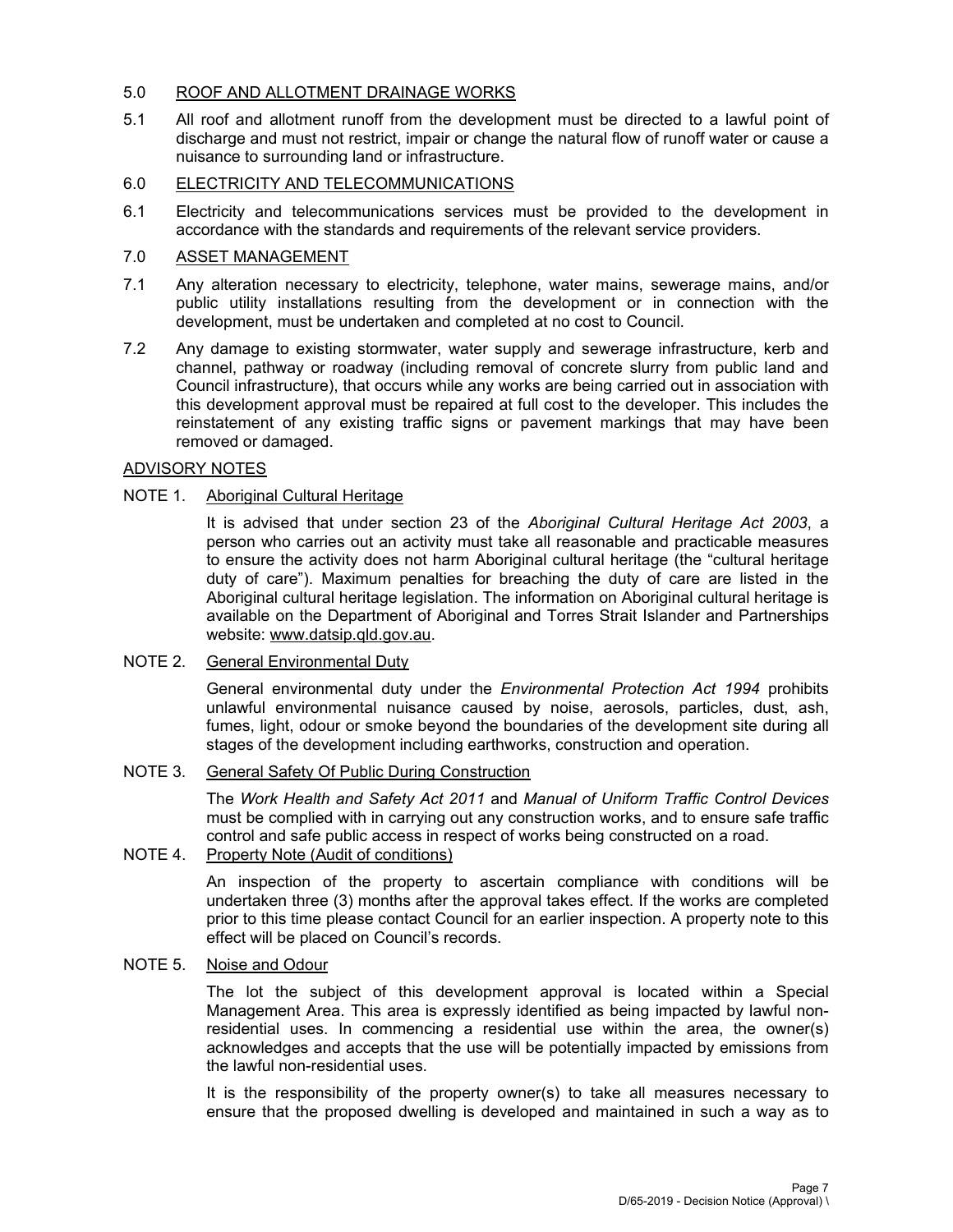## 5.0 ROOF AND ALLOTMENT DRAINAGE WORKS

5.1 All roof and allotment runoff from the development must be directed to a lawful point of discharge and must not restrict, impair or change the natural flow of runoff water or cause a nuisance to surrounding land or infrastructure.

## 6.0 ELECTRICITY AND TELECOMMUNICATIONS

6.1 Electricity and telecommunications services must be provided to the development in accordance with the standards and requirements of the relevant service providers.

## 7.0 ASSET MANAGEMENT

7.1 Any alteration necessary to electricity, telephone, water mains, sewerage mains, and/or public utility installations resulting from the development or in connection with the development, must be undertaken and completed at no cost to Council.

7.2 Any damage to existing stormwater, water supply and sewerage infrastructure, kerb and channel, pathway or roadway (including removal of concrete slurry from public land and Council infrastructure), that occurs while any works are being carried out in association with this development approval must be repaired at full cost to the developer. This includes the reinstatement of any existing traffic signs or pavement markings that may have been removed or damaged.

## ADVISORY NOTES

NOTE 1. Aboriginal Cultural Heritage

It is advised that under section 23 of the *Aboriginal Cultural Heritage Act 2003*, a person who carries out an activity must take all reasonable and practicable measures to ensure the activity does not harm Aboriginal cultural heritage (the "cultural heritage duty of care"). Maximum penalties for breaching the duty of care are listed in the Aboriginal cultural heritage legislation. The information on Aboriginal cultural heritage is available on the Department of Aboriginal and Torres Strait Islander and Partnerships website: www.datsip.qld.gov.au.

NOTE 2. General Environmental Duty

General environmental duty under the *Environmental Protection Act 1994* prohibits unlawful environmental nuisance caused by noise, aerosols, particles, dust, ash, fumes, light, odour or smoke beyond the boundaries of the development site during all stages of the development including earthworks, construction and operation.

NOTE 3. General Safety Of Public During Construction

The *Work Health and Safety Act 2011* and *Manual of Uniform Traffic Control Devices* must be complied with in carrying out any construction works, and to ensure safe traffic control and safe public access in respect of works being constructed on a road.

NOTE 4. Property Note (Audit of conditions)

An inspection of the property to ascertain compliance with conditions will be undertaken three (3) months after the approval takes effect. If the works are completed prior to this time please contact Council for an earlier inspection. A property note to this effect will be placed on Council's records.

NOTE 5. Noise and Odour

The lot the subject of this development approval is located within a Special Management Area. This area is expressly identified as being impacted by lawful non-residential uses. In commencing a residential use within the area, the owner(s) acknowledges and accepts that the use will be potentially impacted by emissions from the lawful non-residential uses.

It is the responsibility of the property owner(s) to take all measures necessary to ensure that the proposed dwelling is developed and maintained in such a way as to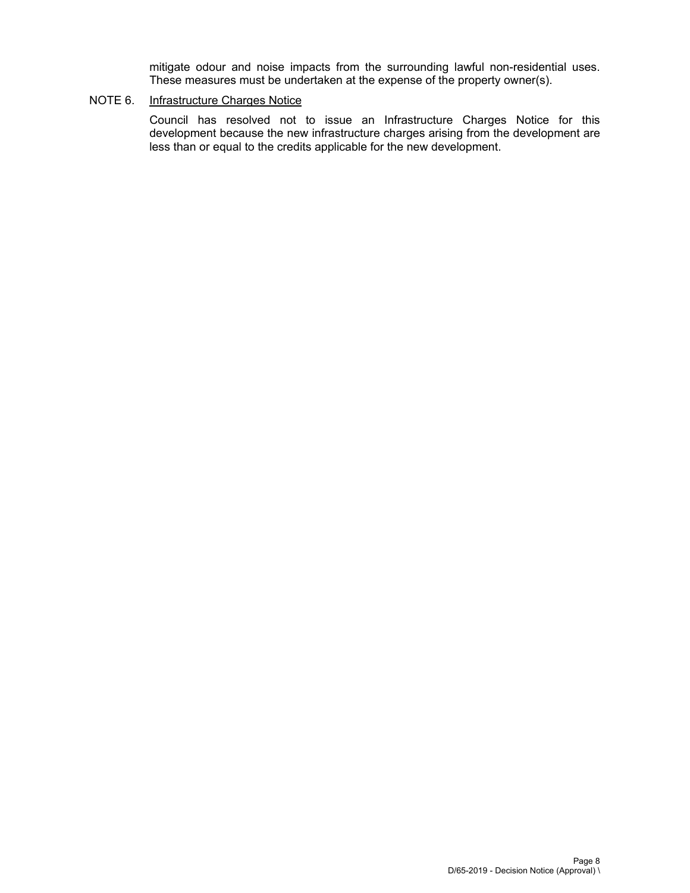mitigate odour and noise impacts from the surrounding lawful non-residential uses. These measures must be undertaken at the expense of the property owner(s).

NOTE 6. Infrastructure Charges Notice

Council has resolved not to issue an Infrastructure Charges Notice for this development because the new infrastructure charges arising from the development are less than or equal to the credits applicable for the new development.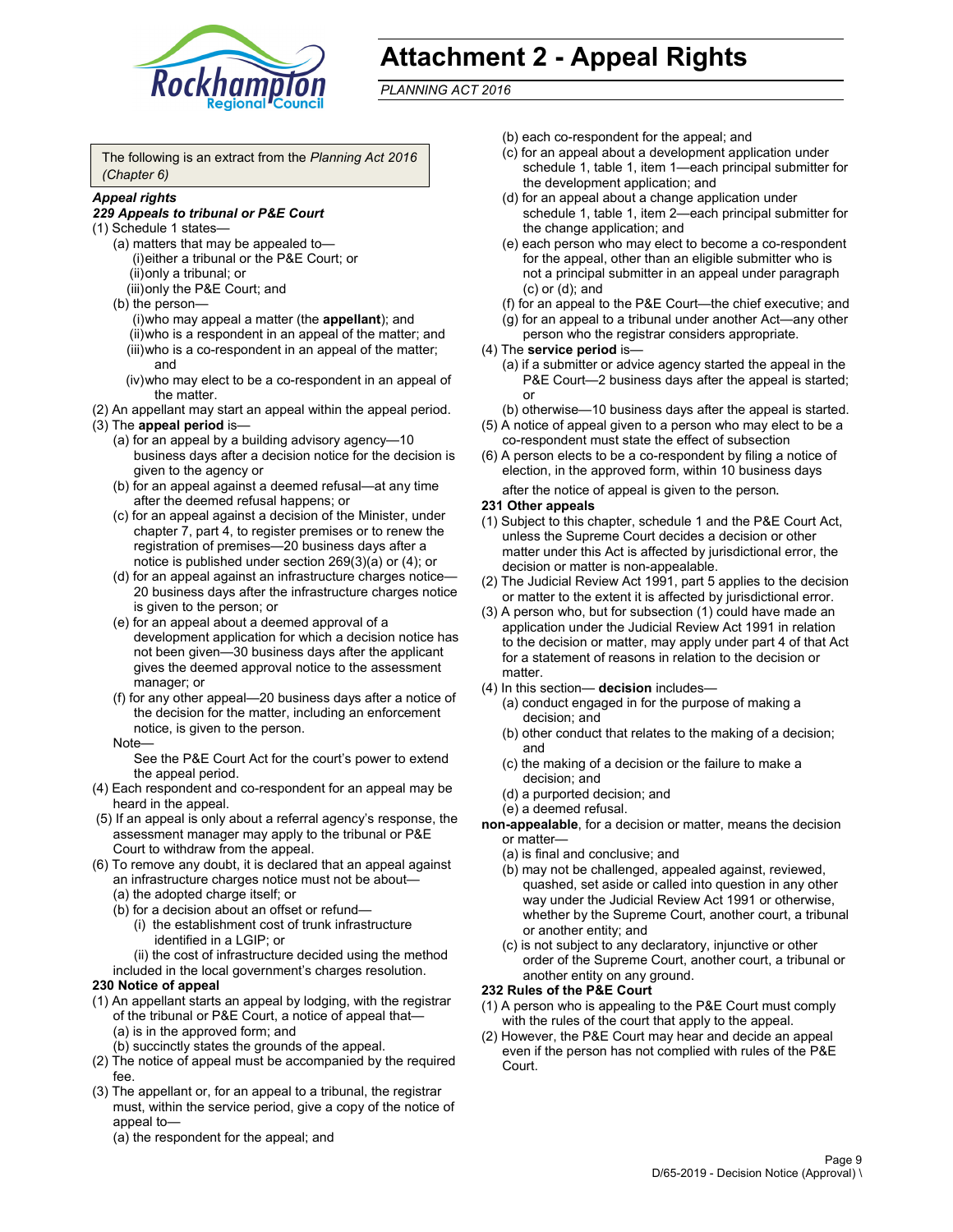# Attachment 2 - Appeal Rights

*PLANNING ACT 2016*

The following is an extract from the *Planning Act 2016 (Chapter 6)*

***Appeal rights***

***229 Appeals to tribunal or P&E Court***

(1) Schedule 1 states—

(a) matters that may be appealed to—

(i) either a tribunal or the P&E Court; or

(ii) only a tribunal; or

(iii) only the P&E Court; and

(b) the person—

(i) who may appeal a matter (the **appellant**); and

(ii) who is a respondent in an appeal of the matter; and

(iii) who is a co-respondent in an appeal of the matter; and

(iv) who may elect to be a co-respondent in an appeal of the matter.

(2) An appellant may start an appeal within the appeal period.

(3) The **appeal period** is—

(a) for an appeal by a building advisory agency—10 business days after a decision notice for the decision is given to the agency or

(b) for an appeal against a deemed refusal—at any time after the deemed refusal happens; or

(c) for an appeal against a decision of the Minister, under chapter 7, part 4, to register premises or to renew the registration of premises—20 business days after a notice is published under section 269(3)(a) or (4); or

(d) for an appeal against an infrastructure charges notice—20 business days after the infrastructure charges notice is given to the person; or

(e) for an appeal about a deemed approval of a development application for which a decision notice has not been given—30 business days after the applicant gives the deemed approval notice to the assessment manager; or

(f) for any other appeal—20 business days after a notice of the decision for the matter, including an enforcement notice, is given to the person.

Note—

See the P&E Court Act for the court's power to extend the appeal period.

(4) Each respondent and co-respondent for an appeal may be heard in the appeal.

(5) If an appeal is only about a referral agency's response, the assessment manager may apply to the tribunal or P&E Court to withdraw from the appeal.

(6) To remove any doubt, it is declared that an appeal against an infrastructure charges notice must not be about—

(a) the adopted charge itself; or

(b) for a decision about an offset or refund—

(i) the establishment cost of trunk infrastructure identified in a LGIP; or

(ii) the cost of infrastructure decided using the method included in the local government's charges resolution.

**230 Notice of appeal**

(1) An appellant starts an appeal by lodging, with the registrar of the tribunal or P&E Court, a notice of appeal that—

(a) is in the approved form; and

(b) succinctly states the grounds of the appeal.

(2) The notice of appeal must be accompanied by the required fee.

(3) The appellant or, for an appeal to a tribunal, the registrar must, within the service period, give a copy of the notice of appeal to—

(a) the respondent for the appeal; and

(b) each co-respondent for the appeal; and

(c) for an appeal about a development application under schedule 1, table 1, item 1—each principal submitter for the development application; and

(d) for an appeal about a change application under schedule 1, table 1, item 2—each principal submitter for the change application; and

(e) each person who may elect to become a co-respondent for the appeal, other than an eligible submitter who is not a principal submitter in an appeal under paragraph (c) or (d); and

(f) for an appeal to the P&E Court—the chief executive; and

(g) for an appeal to a tribunal under another Act—any other person who the registrar considers appropriate.

(4) The **service period** is—

(a) if a submitter or advice agency started the appeal in the P&E Court—2 business days after the appeal is started; or

(b) otherwise—10 business days after the appeal is started.

(5) A notice of appeal given to a person who may elect to be a co-respondent must state the effect of subsection

(6) A person elects to be a co-respondent by filing a notice of election, in the approved form, within 10 business days after the notice of appeal is given to the person.

**231 Other appeals**

(1) Subject to this chapter, schedule 1 and the P&E Court Act, unless the Supreme Court decides a decision or other matter under this Act is affected by jurisdictional error, the decision or matter is non-appealable.

(2) The Judicial Review Act 1991, part 5 applies to the decision or matter to the extent it is affected by jurisdictional error.

(3) A person who, but for subsection (1) could have made an application under the Judicial Review Act 1991 in relation to the decision or matter, may apply under part 4 of that Act for a statement of reasons in relation to the decision or matter.

(4) In this section— **decision** includes—

(a) conduct engaged in for the purpose of making a decision; and

(b) other conduct that relates to the making of a decision; and

(c) the making of a decision or the failure to make a decision; and

(d) a purported decision; and

(e) a deemed refusal.

**non-appealable**, for a decision or matter, means the decision or matter—

(a) is final and conclusive; and

(b) may not be challenged, appealed against, reviewed, quashed, set aside or called into question in any other way under the Judicial Review Act 1991 or otherwise, whether by the Supreme Court, another court, a tribunal or another entity; and

(c) is not subject to any declaratory, injunctive or other order of the Supreme Court, another court, a tribunal or another entity on any ground.

**232 Rules of the P&E Court**

(1) A person who is appealing to the P&E Court must comply with the rules of the court that apply to the appeal.

(2) However, the P&E Court may hear and decide an appeal even if the person has not complied with rules of the P&E Court.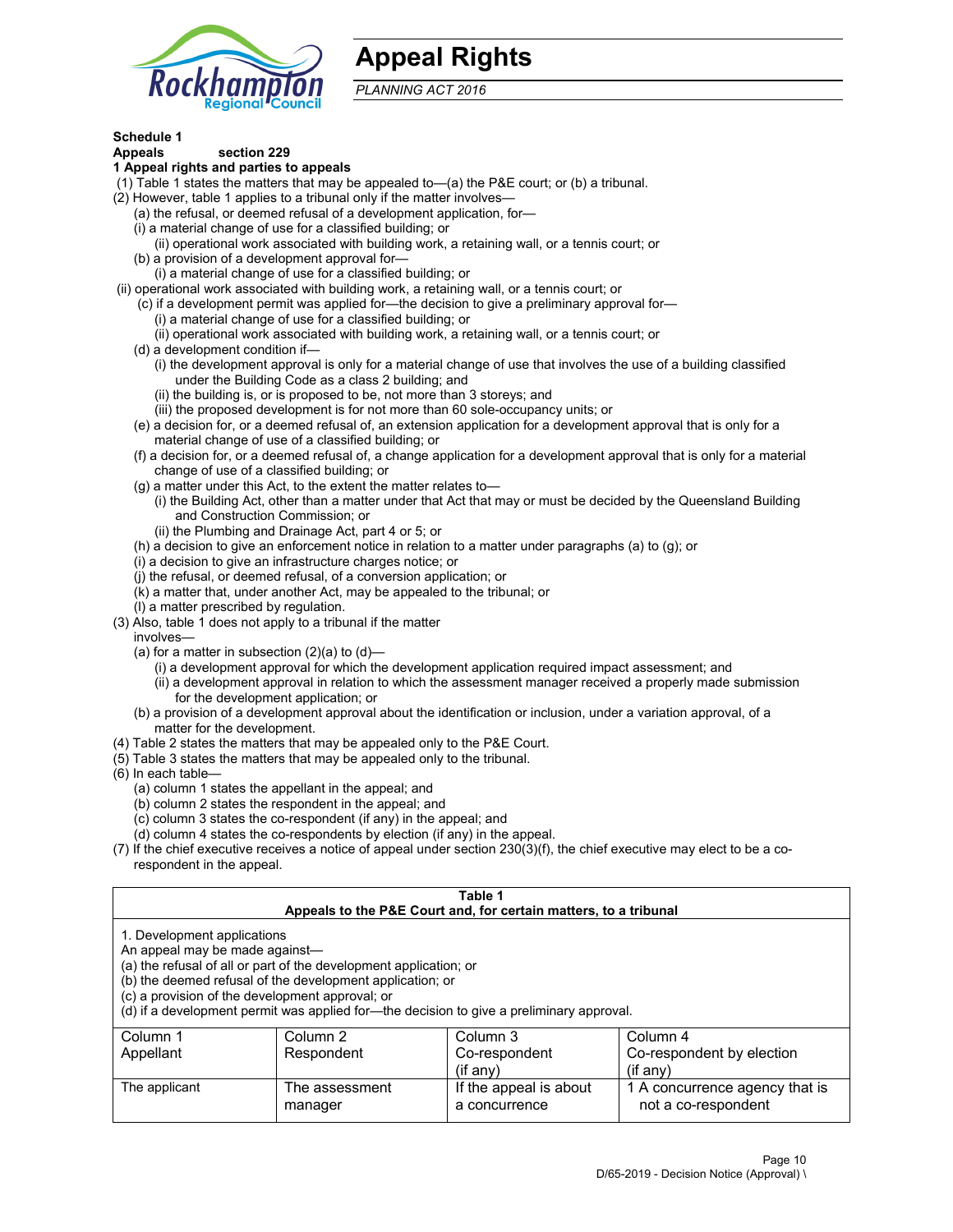# Appeal Rights

*PLANNING ACT 2016*

**Schedule 1**
**Appeals section 229**
**1 Appeal rights and parties to appeals**

(1) Table 1 states the matters that may be appealed to—(a) the P&E court; or (b) a tribunal.

(2) However, table 1 applies to a tribunal only if the matter involves—

(a) the refusal, or deemed refusal of a development application, for—

(i) a material change of use for a classified building; or

(ii) operational work associated with building work, a retaining wall, or a tennis court; or

(b) a provision of a development approval for—

(i) a material change of use for a classified building; or

(ii) operational work associated with building work, a retaining wall, or a tennis court; or

(c) if a development permit was applied for—the decision to give a preliminary approval for—

(i) a material change of use for a classified building; or

(ii) operational work associated with building work, a retaining wall, or a tennis court; or

(d) a development condition if—

(i) the development approval is only for a material change of use that involves the use of a building classified under the Building Code as a class 2 building; and

(ii) the building is, or is proposed to be, not more than 3 storeys; and

(iii) the proposed development is for not more than 60 sole-occupancy units; or

(e) a decision for, or a deemed refusal of, an extension application for a development approval that is only for a material change of use of a classified building; or

(f) a decision for, or a deemed refusal of, a change application for a development approval that is only for a material change of use of a classified building; or

(g) a matter under this Act, to the extent the matter relates to—

(i) the Building Act, other than a matter under that Act that may or must be decided by the Queensland Building and Construction Commission; or

(ii) the Plumbing and Drainage Act, part 4 or 5; or

(h) a decision to give an enforcement notice in relation to a matter under paragraphs (a) to (g); or

(i) a decision to give an infrastructure charges notice; or

(j) the refusal, or deemed refusal, of a conversion application; or

(k) a matter that, under another Act, may be appealed to the tribunal; or

(l) a matter prescribed by regulation.

(3) Also, table 1 does not apply to a tribunal if the matter involves—

(a) for a matter in subsection (2)(a) to (d)—

(i) a development approval for which the development application required impact assessment; and

(ii) a development approval in relation to which the assessment manager received a properly made submission for the development application; or

(b) a provision of a development approval about the identification or inclusion, under a variation approval, of a matter for the development.

(4) Table 2 states the matters that may be appealed only to the P&E Court.

(5) Table 3 states the matters that may be appealed only to the tribunal.

(6) In each table—

(a) column 1 states the appellant in the appeal; and

(b) column 2 states the respondent in the appeal; and

(c) column 3 states the co-respondent (if any) in the appeal; and

(d) column 4 states the co-respondents by election (if any) in the appeal.

(7) If the chief executive receives a notice of appeal under section 230(3)(f), the chief executive may elect to be a co-respondent in the appeal.

**Table 1**
**Appeals to the P&E Court and, for certain matters, to a tribunal**

1. Development applications
An appeal may be made against—
(a) the refusal of all or part of the development application; or
(b) the deemed refusal of the development application; or
(c) a provision of the development approval; or
(d) if a development permit was applied for—the decision to give a preliminary approval.

| Column 1<br>Appellant | Column 2<br>Respondent | Column 3<br>Co-respondent<br>(if any) | Column 4<br>Co-respondent by election<br>(if any) |
|---|---|---|---|
| The applicant | The assessment manager | If the appeal is about a concurrence | 1 A concurrence agency that is not a co-respondent |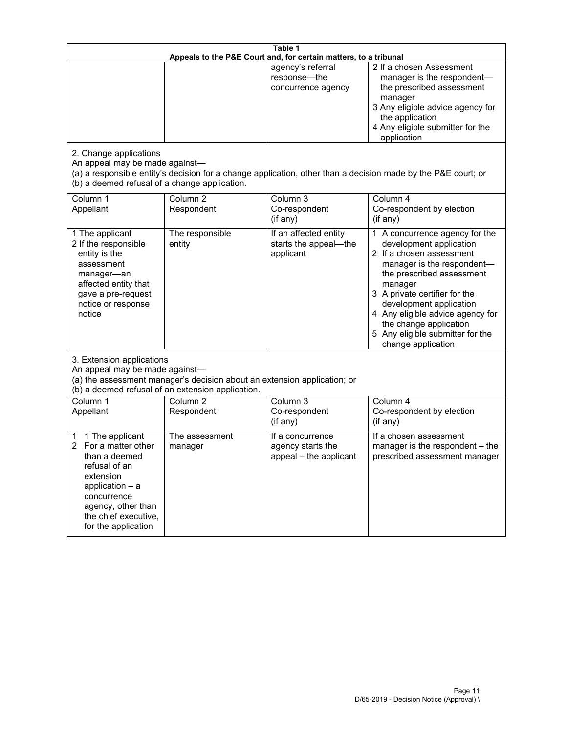**Table 1**
**Appeals to the P&E Court and, for certain matters, to a tribunal**

| | | | |
|---|---|---|---|
| | | agency's referral response—the concurrence agency | 2 If a chosen Assessment manager is the respondent—the prescribed assessment manager<br>3 Any eligible advice agency for the application<br>4 Any eligible submitter for the application |

2. Change applications
An appeal may be made against—
(a) a responsible entity's decision for a change application, other than a decision made by the P&E court; or
(b) a deemed refusal of a change application.

| Column 1<br>Appellant | Column 2<br>Respondent | Column 3<br>Co-respondent<br>(if any) | Column 4<br>Co-respondent by election<br>(if any) |
|---|---|---|---|
| 1 The applicant<br>2 If the responsible entity is the assessment manager—an affected entity that gave a pre-request notice or response notice | The responsible entity | If an affected entity starts the appeal—the applicant | 1 A concurrence agency for the development application<br>2 If a chosen assessment manager is the respondent—the prescribed assessment manager<br>3 A private certifier for the development application<br>4 Any eligible advice agency for the change application<br>5 Any eligible submitter for the change application |

3. Extension applications
An appeal may be made against—
(a) the assessment manager's decision about an extension application; or
(b) a deemed refusal of an extension application.

| Column 1<br>Appellant | Column 2<br>Respondent | Column 3<br>Co-respondent<br>(if any) | Column 4<br>Co-respondent by election<br>(if any) |
|---|---|---|---|
| 1 1 The applicant<br>2 For a matter other than a deemed refusal of an extension application – a concurrence agency, other than the chief executive, for the application | The assessment manager | If a concurrence agency starts the appeal – the applicant | If a chosen assessment manager is the respondent – the prescribed assessment manager |

D/65-2019 - Decision Notice (Approval) \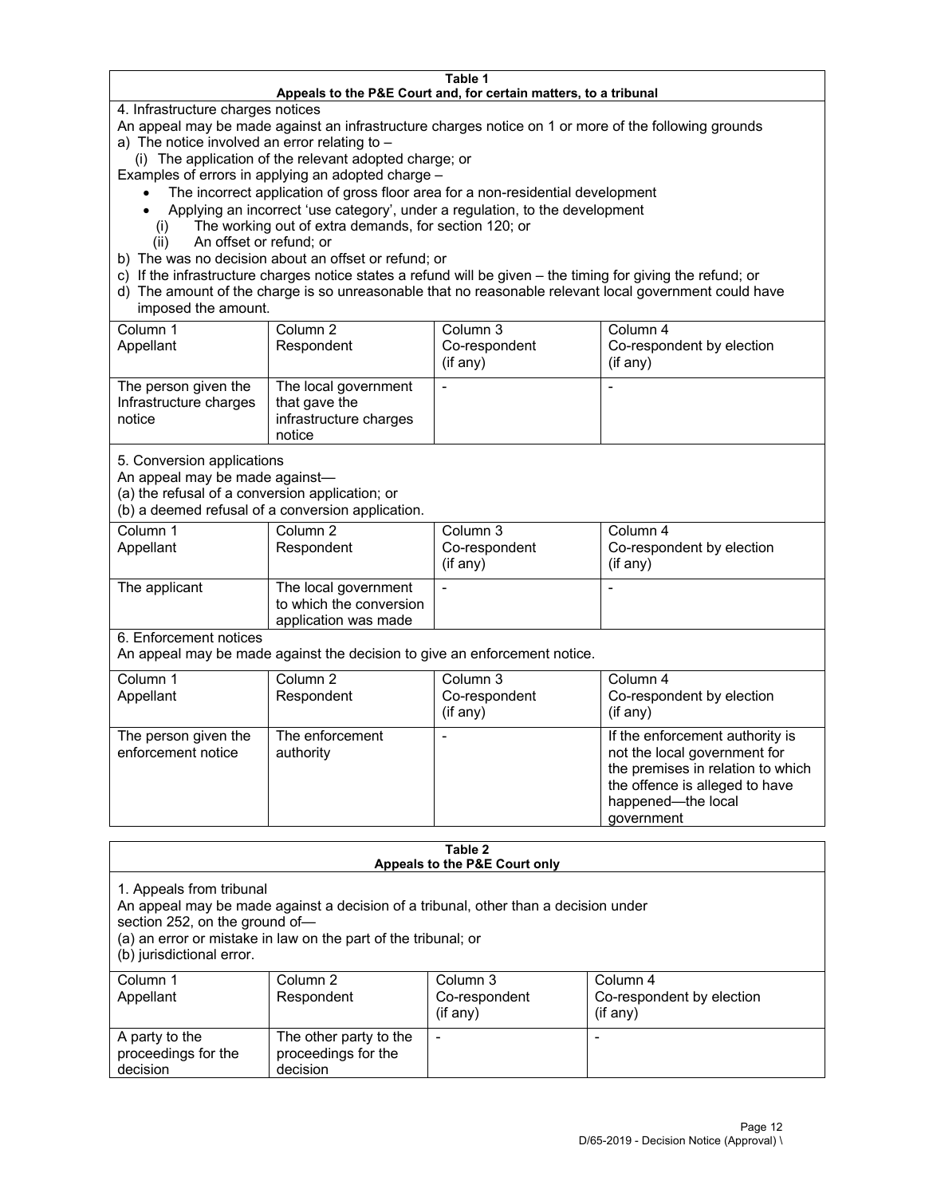**Table 1**
**Appeals to the P&E Court and, for certain matters, to a tribunal**

4. Infrastructure charges notices

An appeal may be made against an infrastructure charges notice on 1 or more of the following grounds

a) The notice involved an error relating to –

  (i) The application of the relevant adopted charge; or

Examples of errors in applying an adopted charge –

- The incorrect application of gross floor area for a non-residential development
- Applying an incorrect 'use category', under a regulation, to the development

  (i) The working out of extra demands, for section 120; or

  (ii) An offset or refund; or

b) The was no decision about an offset or refund; or

c) If the infrastructure charges notice states a refund will be given – the timing for giving the refund; or

d) The amount of the charge is so unreasonable that no reasonable relevant local government could have imposed the amount.

| Column 1 Appellant | Column 2 Respondent | Column 3 Co-respondent (if any) | Column 4 Co-respondent by election (if any) |
|---|---|---|---|
| The person given the Infrastructure charges notice | The local government that gave the infrastructure charges notice | - | - |

5. Conversion applications

An appeal may be made against—

(a) the refusal of a conversion application; or

(b) a deemed refusal of a conversion application.

| Column 1 Appellant | Column 2 Respondent | Column 3 Co-respondent (if any) | Column 4 Co-respondent by election (if any) |
|---|---|---|---|
| The applicant | The local government to which the conversion application was made | - | - |

6. Enforcement notices

An appeal may be made against the decision to give an enforcement notice.

| Column 1 Appellant | Column 2 Respondent | Column 3 Co-respondent (if any) | Column 4 Co-respondent by election (if any) |
|---|---|---|---|
| The person given the enforcement notice | The enforcement authority | - | If the enforcement authority is not the local government for the premises in relation to which the offence is alleged to have happened—the local government |

**Table 2**
**Appeals to the P&E Court only**

1. Appeals from tribunal

An appeal may be made against a decision of a tribunal, other than a decision under section 252, on the ground of—

(a) an error or mistake in law on the part of the tribunal; or

(b) jurisdictional error.

| Column 1 Appellant | Column 2 Respondent | Column 3 Co-respondent (if any) | Column 4 Co-respondent by election (if any) |
|---|---|---|---|
| A party to the proceedings for the decision | The other party to the proceedings for the decision | - | - |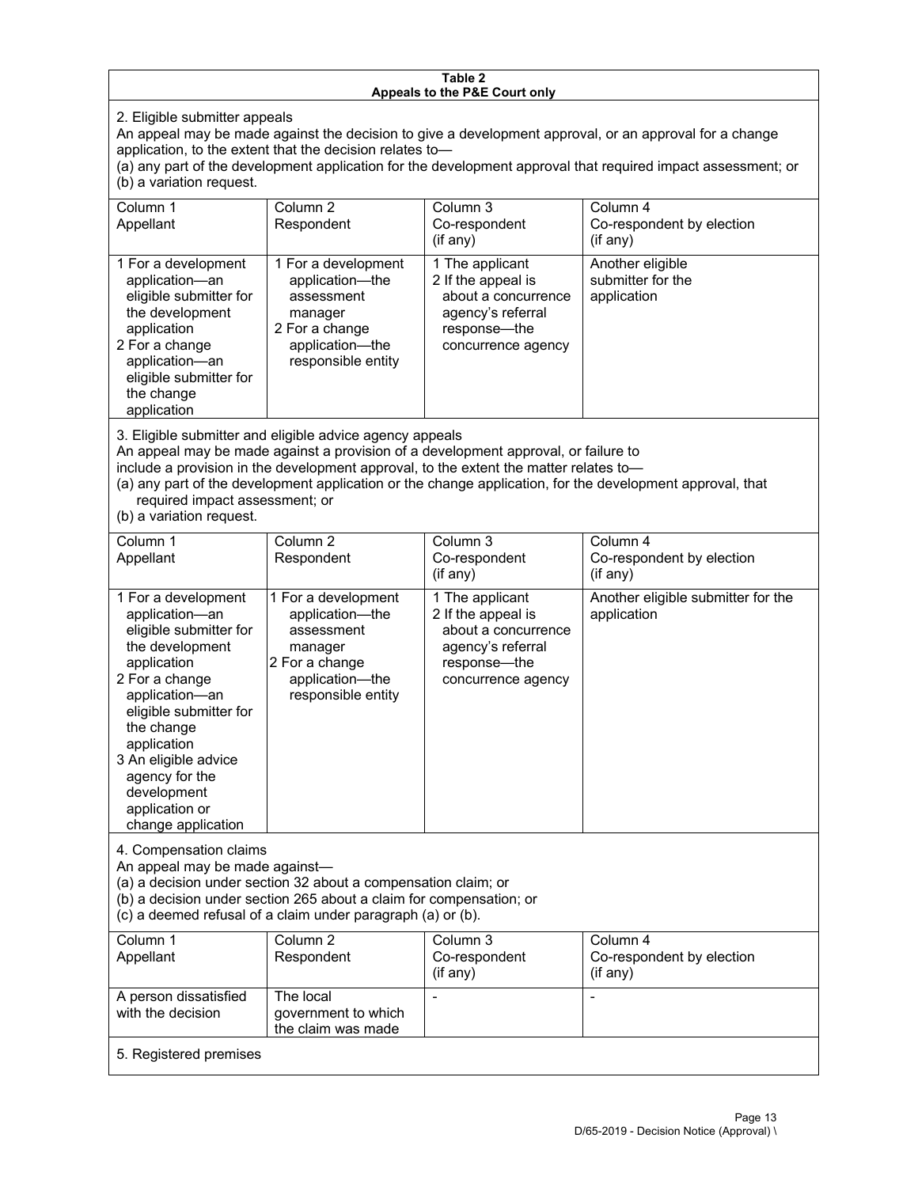**Table 2**
**Appeals to the P&E Court only**

2. Eligible submitter appeals

An appeal may be made against the decision to give a development approval, or an approval for a change application, to the extent that the decision relates to—

(a) any part of the development application for the development approval that required impact assessment; or
(b) a variation request.

| Column 1<br>Appellant | Column 2<br>Respondent | Column 3<br>Co-respondent<br>(if any) | Column 4<br>Co-respondent by election<br>(if any) |
|---|---|---|---|
| 1 For a development application—an eligible submitter for the development application<br>2 For a change application—an eligible submitter for the change application | 1 For a development application—the assessment manager<br>2 For a change application—the responsible entity | 1 The applicant<br>2 If the appeal is about a concurrence agency's referral response—the concurrence agency | Another eligible submitter for the application |

3. Eligible submitter and eligible advice agency appeals

An appeal may be made against a provision of a development approval, or failure to include a provision in the development approval, to the extent the matter relates to—

(a) any part of the development application or the change application, for the development approval, that required impact assessment; or
(b) a variation request.

| Column 1<br>Appellant | Column 2<br>Respondent | Column 3<br>Co-respondent<br>(if any) | Column 4<br>Co-respondent by election<br>(if any) |
|---|---|---|---|
| 1 For a development application—an eligible submitter for the development application<br>2 For a change application—an eligible submitter for the change application<br>3 An eligible advice agency for the development application or change application | 1 For a development application—the assessment manager<br>2 For a change application—the responsible entity | 1 The applicant<br>2 If the appeal is about a concurrence agency's referral response—the concurrence agency | Another eligible submitter for the application |

4. Compensation claims

An appeal may be made against—

(a) a decision under section 32 about a compensation claim; or
(b) a decision under section 265 about a claim for compensation; or
(c) a deemed refusal of a claim under paragraph (a) or (b).

| Column 1<br>Appellant | Column 2<br>Respondent | Column 3<br>Co-respondent<br>(if any) | Column 4<br>Co-respondent by election<br>(if any) |
|---|---|---|---|
| A person dissatisfied with the decision | The local government to which the claim was made | - | - |

5. Registered premises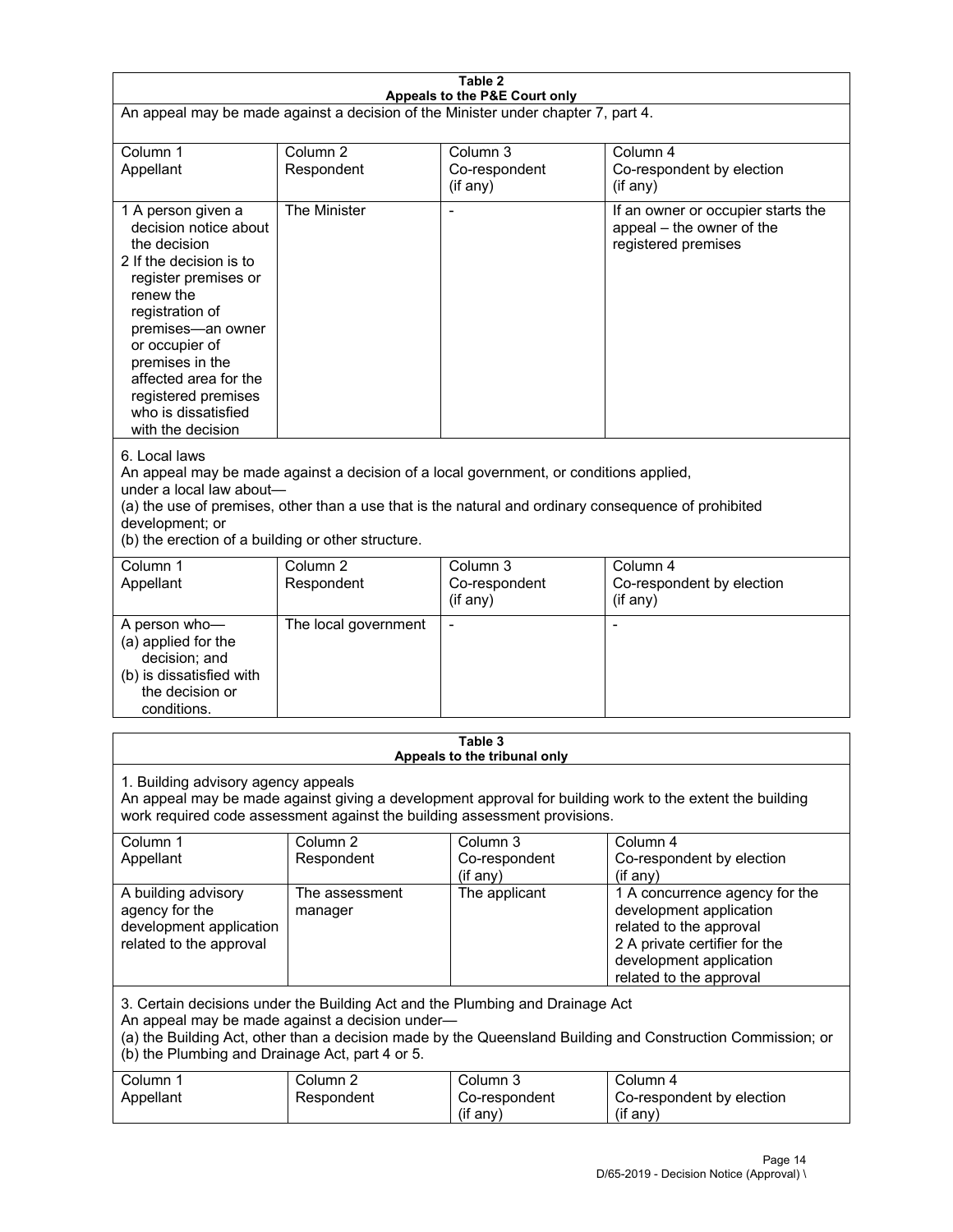**Table 2**
**Appeals to the P&E Court only**

An appeal may be made against a decision of the Minister under chapter 7, part 4.

| Column 1<br>Appellant | Column 2<br>Respondent | Column 3<br>Co-respondent<br>(if any) | Column 4<br>Co-respondent by election<br>(if any) |
|---|---|---|---|
| 1 A person given a decision notice about the decision<br>2 If the decision is to register premises or renew the registration of premises—an owner or occupier of premises in the affected area for the registered premises who is dissatisfied with the decision | The Minister | - | If an owner or occupier starts the appeal – the owner of the registered premises |

6. Local laws

An appeal may be made against a decision of a local government, or conditions applied, under a local law about—

(a) the use of premises, other than a use that is the natural and ordinary consequence of prohibited development; or

(b) the erection of a building or other structure.

| Column 1<br>Appellant | Column 2<br>Respondent | Column 3<br>Co-respondent<br>(if any) | Column 4<br>Co-respondent by election<br>(if any) |
|---|---|---|---|
| A person who—<br>(a) applied for the decision; and<br>(b) is dissatisfied with the decision or conditions. | The local government | - | - |

**Table 3**
**Appeals to the tribunal only**

1. Building advisory agency appeals

An appeal may be made against giving a development approval for building work to the extent the building work required code assessment against the building assessment provisions.

| Column 1<br>Appellant | Column 2<br>Respondent | Column 3<br>Co-respondent<br>(if any) | Column 4<br>Co-respondent by election<br>(if any) |
|---|---|---|---|
| A building advisory agency for the development application related to the approval | The assessment manager | The applicant | 1 A concurrence agency for the development application related to the approval<br>2 A private certifier for the development application related to the approval |

3. Certain decisions under the Building Act and the Plumbing and Drainage Act

An appeal may be made against a decision under—

(a) the Building Act, other than a decision made by the Queensland Building and Construction Commission; or

(b) the Plumbing and Drainage Act, part 4 or 5.

| Column 1<br>Appellant | Column 2<br>Respondent | Column 3<br>Co-respondent<br>(if any) | Column 4<br>Co-respondent by election<br>(if any) |
|---|---|---|---|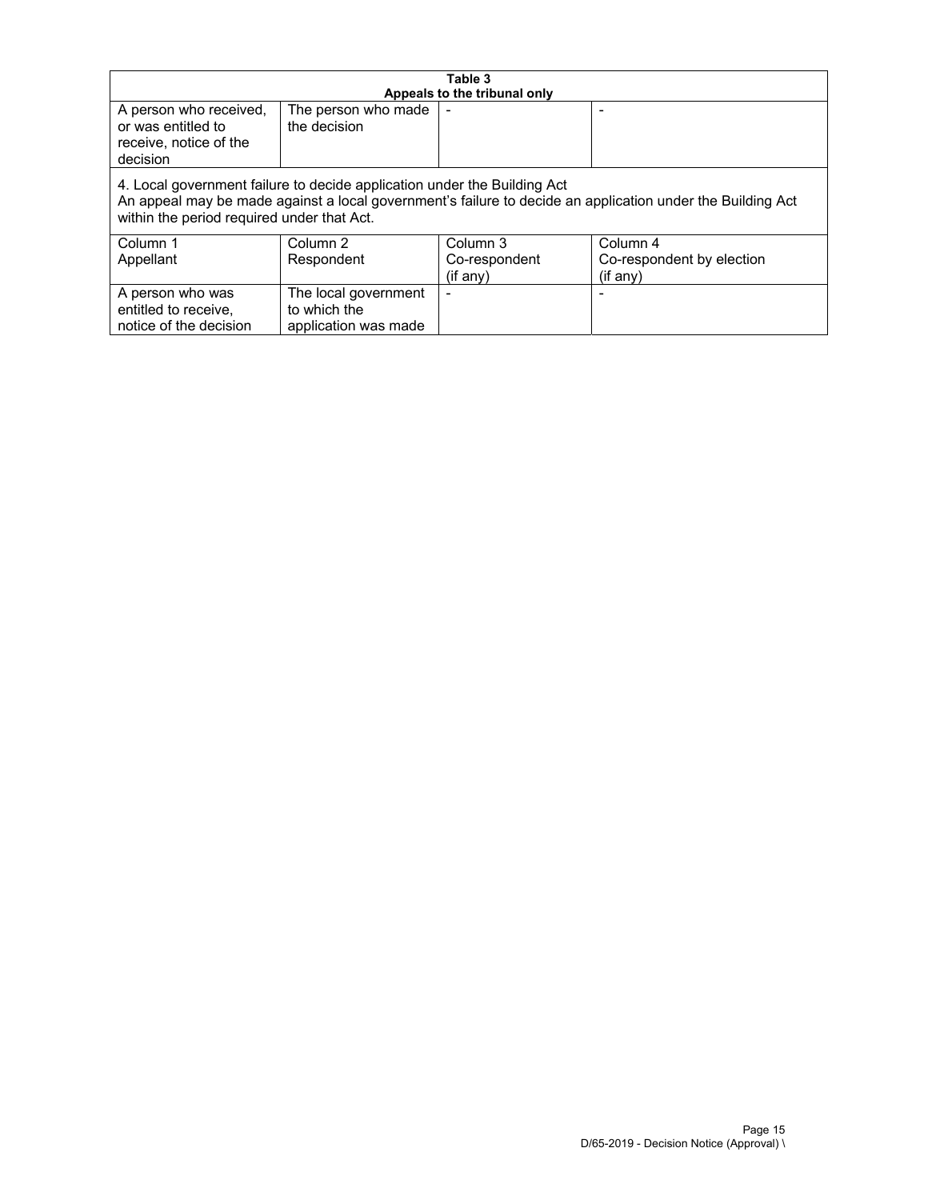| Table 3<br>Appeals to the tribunal only | | | |
|---|---|---|---|
| A person who received, or was entitled to receive, notice of the decision | The person who made the decision | - | - |
| 4. Local government failure to decide application under the Building Act<br>An appeal may be made against a local government's failure to decide an application under the Building Act within the period required under that Act. | | | |
| Column 1<br>Appellant | Column 2<br>Respondent | Column 3<br>Co-respondent (if any) | Column 4<br>Co-respondent by election (if any) |
| A person who was entitled to receive, notice of the decision | The local government to which the application was made | - | - |